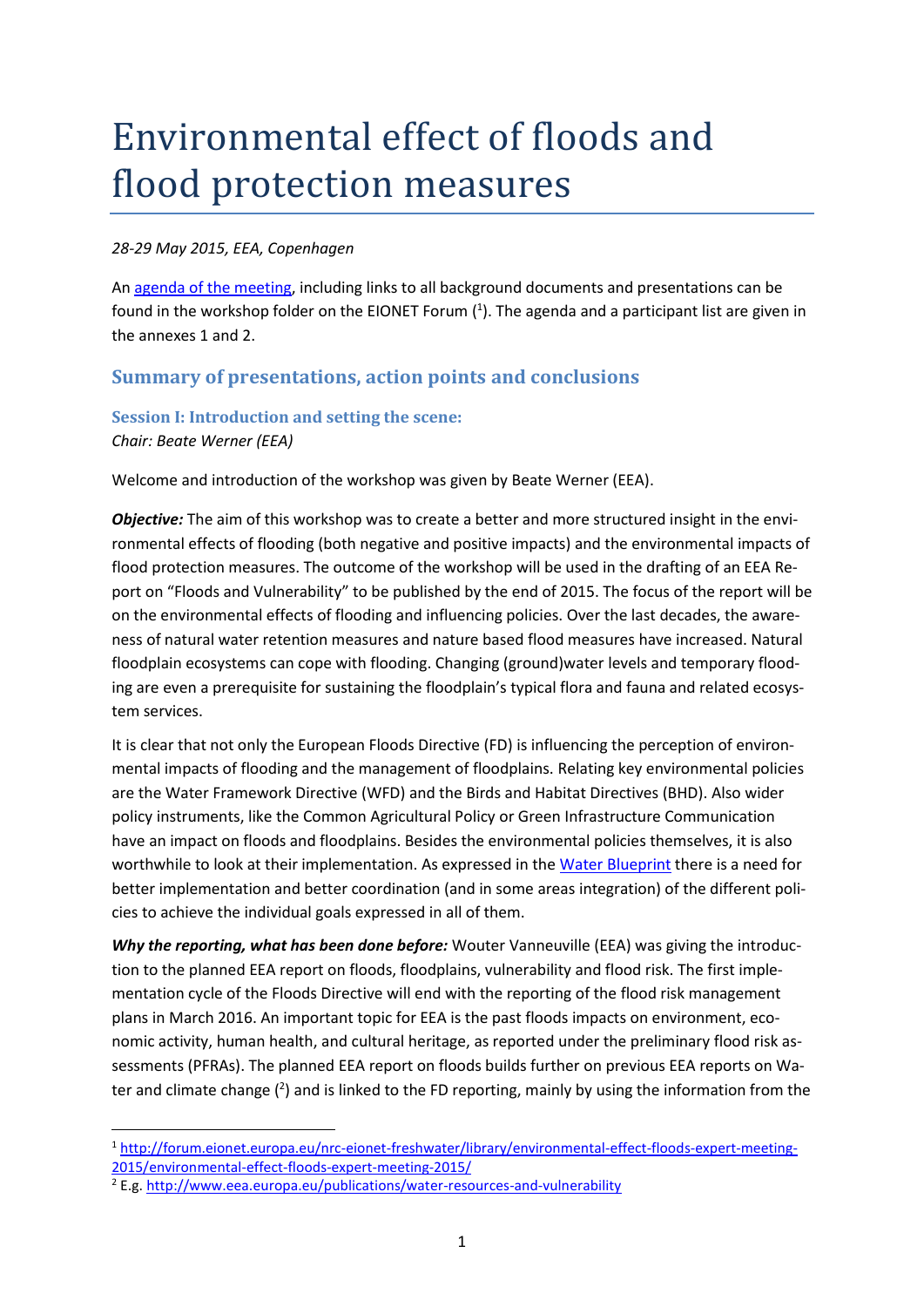# Environmental effect of floods and flood protection measures

*28-29 May 2015, EEA, Copenhagen*

An agenda of the meeting, including links to all background documents and presentations can be found in the workshop folder on the EIONET Forum ([1]). The agenda and a participant list are given in the annexes 1 and 2.

## Summary of presentations, action points and conclusions

### Session I: Introduction and setting the scene:

*Chair: Beate Werner (EEA)*

Welcome and introduction of the workshop was given by Beate Werner (EEA).

***Objective:*** The aim of this workshop was to create a better and more structured insight in the environmental effects of flooding (both negative and positive impacts) and the environmental impacts of flood protection measures. The outcome of the workshop will be used in the drafting of an EEA Report on "Floods and Vulnerability" to be published by the end of 2015. The focus of the report will be on the environmental effects of flooding and influencing policies. Over the last decades, the awareness of natural water retention measures and nature based flood measures have increased. Natural floodplain ecosystems can cope with flooding. Changing (ground)water levels and temporary flooding are even a prerequisite for sustaining the floodplain's typical flora and fauna and related ecosystem services.

It is clear that not only the European Floods Directive (FD) is influencing the perception of environmental impacts of flooding and the management of floodplains. Relating key environmental policies are the Water Framework Directive (WFD) and the Birds and Habitat Directives (BHD). Also wider policy instruments, like the Common Agricultural Policy or Green Infrastructure Communication have an impact on floods and floodplains. Besides the environmental policies themselves, it is also worthwhile to look at their implementation. As expressed in the Water Blueprint there is a need for better implementation and better coordination (and in some areas integration) of the different policies to achieve the individual goals expressed in all of them.

***Why the reporting, what has been done before:*** Wouter Vanneuville (EEA) was giving the introduction to the planned EEA report on floods, floodplains, vulnerability and flood risk. The first implementation cycle of the Floods Directive will end with the reporting of the flood risk management plans in March 2016. An important topic for EEA is the past floods impacts on environment, economic activity, human health, and cultural heritage, as reported under the preliminary flood risk assessments (PFRAs). The planned EEA report on floods builds further on previous EEA reports on Water and climate change ([2]) and is linked to the FD reporting, mainly by using the information from the

---

[1] http://forum.eionet.europa.eu/nrc-eionet-freshwater/library/environmental-effect-floods-expert-meeting-2015/environmental-effect-floods-expert-meeting-2015/

[2] E.g. http://www.eea.europa.eu/publications/water-resources-and-vulnerability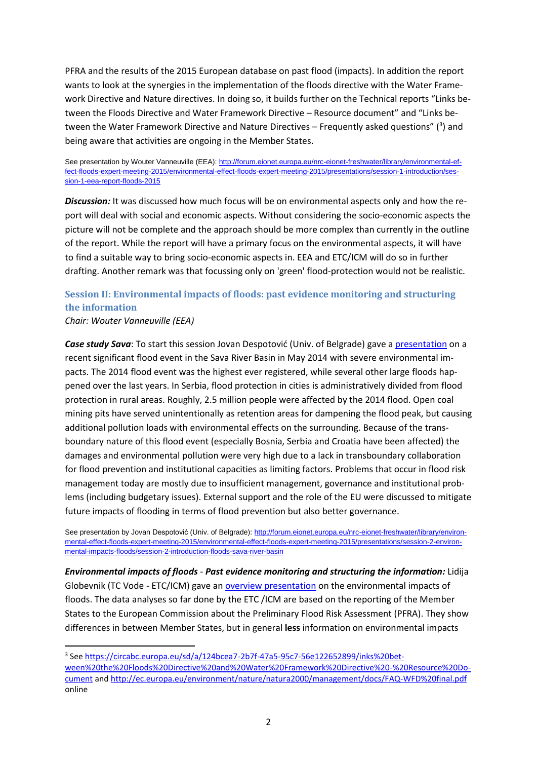PFRA and the results of the 2015 European database on past flood (impacts). In addition the report wants to look at the synergies in the implementation of the floods directive with the Water Framework Directive and Nature directives. In doing so, it builds further on the Technical reports "Links between the Floods Directive and Water Framework Directive – Resource document" and "Links between the Water Framework Directive and Nature Directives – Frequently asked questions" ([3]) and being aware that activities are ongoing in the Member States.

See presentation by Wouter Vanneuville (EEA): [http://forum.eionet.europa.eu/nrc-eionet-freshwater/library/environmental-effect-floods-expert-meeting-2015/environmental-effect-floods-expert-meeting-2015/presentations/session-1-introduction/session-1-eea-report-floods-2015](http://forum.eionet.europa.eu/nrc-eionet-freshwater/library/environmental-effect-floods-expert-meeting-2015/environmental-effect-floods-expert-meeting-2015/presentations/session-1-introduction/session-1-eea-report-floods-2015)

***Discussion:*** It was discussed how much focus will be on environmental aspects only and how the report will deal with social and economic aspects. Without considering the socio-economic aspects the picture will not be complete and the approach should be more complex than currently in the outline of the report. While the report will have a primary focus on the environmental aspects, it will have to find a suitable way to bring socio-economic aspects in. EEA and ETC/ICM will do so in further drafting. Another remark was that focussing only on 'green' flood-protection would not be realistic.

## Session II: Environmental impacts of floods: past evidence monitoring and structuring the information

*Chair: Wouter Vanneuville (EEA)*

***Case study Sava***: To start this session Jovan Despotović (Univ. of Belgrade) gave a presentation on a recent significant flood event in the Sava River Basin in May 2014 with severe environmental impacts. The 2014 flood event was the highest ever registered, while several other large floods happened over the last years. In Serbia, flood protection in cities is administratively divided from flood protection in rural areas. Roughly, 2.5 million people were affected by the 2014 flood. Open coal mining pits have served unintentionally as retention areas for dampening the flood peak, but causing additional pollution loads with environmental effects on the surrounding. Because of the transboundary nature of this flood event (especially Bosnia, Serbia and Croatia have been affected) the damages and environmental pollution were very high due to a lack in transboundary collaboration for flood prevention and institutional capacities as limiting factors. Problems that occur in flood risk management today are mostly due to insufficient management, governance and institutional problems (including budgetary issues). External support and the role of the EU were discussed to mitigate future impacts of flooding in terms of flood prevention but also better governance.

See presentation by Jovan Despotović (Univ. of Belgrade): [http://forum.eionet.europa.eu/nrc-eionet-freshwater/library/environmental-effect-floods-expert-meeting-2015/environmental-effect-floods-expert-meeting-2015/presentations/session-2-environmental-impacts-floods/session-2-introduction-floods-sava-river-basin](http://forum.eionet.europa.eu/nrc-eionet-freshwater/library/environmental-effect-floods-expert-meeting-2015/environmental-effect-floods-expert-meeting-2015/presentations/session-2-environmental-impacts-floods/session-2-introduction-floods-sava-river-basin)

***Environmental impacts of floods* - *Past evidence monitoring and structuring the information:*** Lidija Globevnik (TC Vode - ETC/ICM) gave an overview presentation on the environmental impacts of floods. The data analyses so far done by the ETC /ICM are based on the reporting of the Member States to the European Commission about the Preliminary Flood Risk Assessment (PFRA). They show differences in between Member States, but in general **less** information on environmental impacts

---

[3] See [https://circabc.europa.eu/sd/a/124bcea7-2b7f-47a5-95c7-56e122652899/inks%20between%20the%20Floods%20Directive%20and%20Water%20Framework%20Directive%20-%20Resource%20Document](https://circabc.europa.eu/sd/a/124bcea7-2b7f-47a5-95c7-56e122652899/inks%20between%20the%20Floods%20Directive%20and%20Water%20Framework%20Directive%20-%20Resource%20Document) and [http://ec.europa.eu/environment/nature/natura2000/management/docs/FAQ-WFD%20final.pdf](http://ec.europa.eu/environment/nature/natura2000/management/docs/FAQ-WFD%20final.pdf) online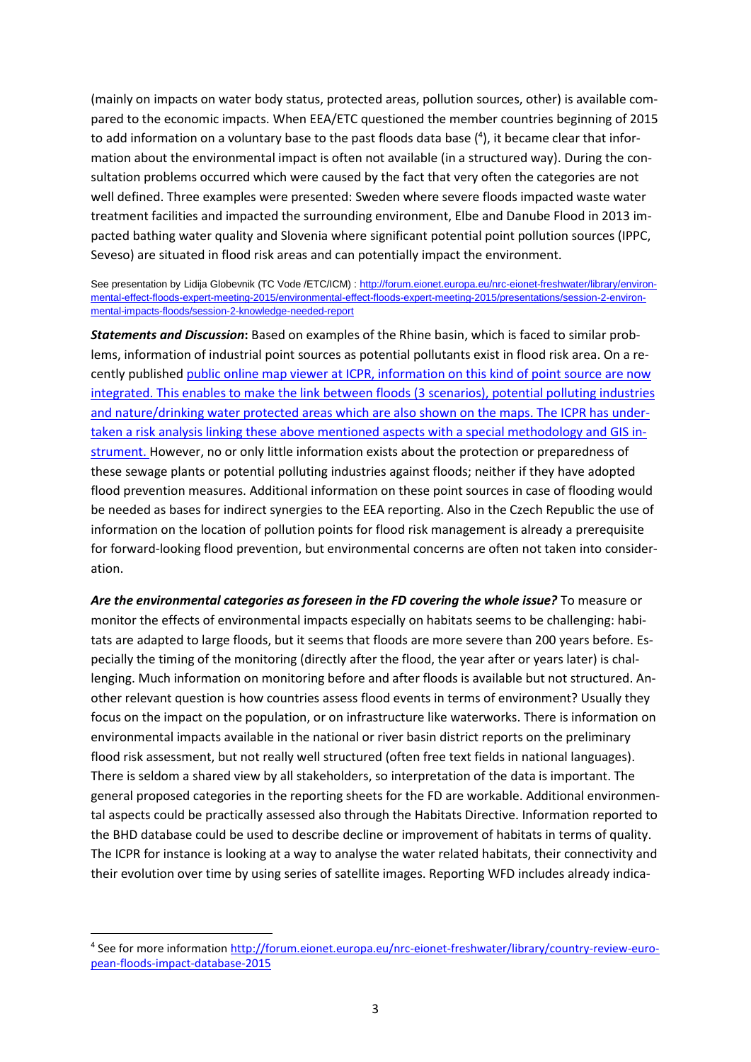(mainly on impacts on water body status, protected areas, pollution sources, other) is available compared to the economic impacts. When EEA/ETC questioned the member countries beginning of 2015 to add information on a voluntary base to the past floods data base ([4]), it became clear that information about the environmental impact is often not available (in a structured way). During the consultation problems occurred which were caused by the fact that very often the categories are not well defined. Three examples were presented: Sweden where severe floods impacted waste water treatment facilities and impacted the surrounding environment, Elbe and Danube Flood in 2013 impacted bathing water quality and Slovenia where significant potential point pollution sources (IPPC, Seveso) are situated in flood risk areas and can potentially impact the environment.

See presentation by Lidija Globevnik (TC Vode /ETC/ICM) : http://forum.eionet.europa.eu/nrc-eionet-freshwater/library/environmental-effect-floods-expert-meeting-2015/environmental-effect-floods-expert-meeting-2015/presentations/session-2-environmental-impacts-floods/session-2-knowledge-needed-report

***Statements and Discussion*:** Based on examples of the Rhine basin, which is faced to similar problems, information of industrial point sources as potential pollutants exist in flood risk area. On a recently published public online map viewer at ICPR, information on this kind of point source are now integrated. This enables to make the link between floods (3 scenarios), potential polluting industries and nature/drinking water protected areas which are also shown on the maps. The ICPR has undertaken a risk analysis linking these above mentioned aspects with a special methodology and GIS instrument. However, no or only little information exists about the protection or preparedness of these sewage plants or potential polluting industries against floods; neither if they have adopted flood prevention measures. Additional information on these point sources in case of flooding would be needed as bases for indirect synergies to the EEA reporting. Also in the Czech Republic the use of information on the location of pollution points for flood risk management is already a prerequisite for forward-looking flood prevention, but environmental concerns are often not taken into consideration.

***Are the environmental categories as foreseen in the FD covering the whole issue?*** To measure or monitor the effects of environmental impacts especially on habitats seems to be challenging: habitats are adapted to large floods, but it seems that floods are more severe than 200 years before. Especially the timing of the monitoring (directly after the flood, the year after or years later) is challenging. Much information on monitoring before and after floods is available but not structured. Another relevant question is how countries assess flood events in terms of environment? Usually they focus on the impact on the population, or on infrastructure like waterworks. There is information on environmental impacts available in the national or river basin district reports on the preliminary flood risk assessment, but not really well structured (often free text fields in national languages). There is seldom a shared view by all stakeholders, so interpretation of the data is important. The general proposed categories in the reporting sheets for the FD are workable. Additional environmental aspects could be practically assessed also through the Habitats Directive. Information reported to the BHD database could be used to describe decline or improvement of habitats in terms of quality. The ICPR for instance is looking at a way to analyse the water related habitats, their connectivity and their evolution over time by using series of satellite images. Reporting WFD includes already indica-

[4] See for more information http://forum.eionet.europa.eu/nrc-eionet-freshwater/library/country-review-european-floods-impact-database-2015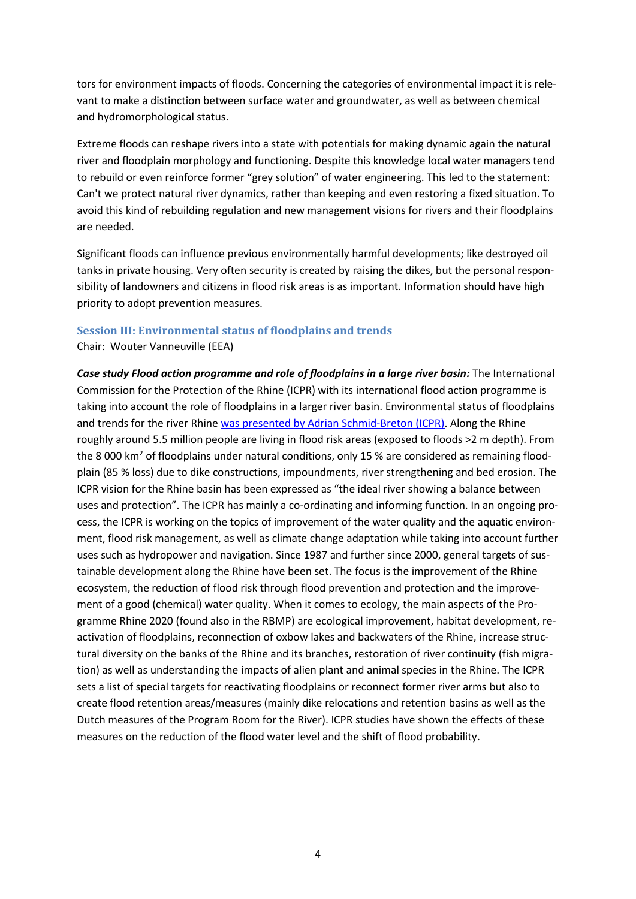tors for environment impacts of floods. Concerning the categories of environmental impact it is relevant to make a distinction between surface water and groundwater, as well as between chemical and hydromorphological status.

Extreme floods can reshape rivers into a state with potentials for making dynamic again the natural river and floodplain morphology and functioning. Despite this knowledge local water managers tend to rebuild or even reinforce former "grey solution" of water engineering. This led to the statement: Can't we protect natural river dynamics, rather than keeping and even restoring a fixed situation. To avoid this kind of rebuilding regulation and new management visions for rivers and their floodplains are needed.

Significant floods can influence previous environmentally harmful developments; like destroyed oil tanks in private housing. Very often security is created by raising the dikes, but the personal responsibility of landowners and citizens in flood risk areas is as important. Information should have high priority to adopt prevention measures.

### Session III: Environmental status of floodplains and trends

Chair: Wouter Vanneuville (EEA)

***Case study Flood action programme and role of floodplains in a large river basin:*** The International Commission for the Protection of the Rhine (ICPR) with its international flood action programme is taking into account the role of floodplains in a larger river basin. Environmental status of floodplains and trends for the river Rhine was presented by Adrian Schmid-Breton (ICPR). Along the Rhine roughly around 5.5 million people are living in flood risk areas (exposed to floods >2 m depth). From the 8 000 km$^2$ of floodplains under natural conditions, only 15 % are considered as remaining floodplain (85 % loss) due to dike constructions, impoundments, river strengthening and bed erosion. The ICPR vision for the Rhine basin has been expressed as "the ideal river showing a balance between uses and protection". The ICPR has mainly a co-ordinating and informing function. In an ongoing process, the ICPR is working on the topics of improvement of the water quality and the aquatic environment, flood risk management, as well as climate change adaptation while taking into account further uses such as hydropower and navigation. Since 1987 and further since 2000, general targets of sustainable development along the Rhine have been set. The focus is the improvement of the Rhine ecosystem, the reduction of flood risk through flood prevention and protection and the improvement of a good (chemical) water quality. When it comes to ecology, the main aspects of the Programme Rhine 2020 (found also in the RBMP) are ecological improvement, habitat development, reactivation of floodplains, reconnection of oxbow lakes and backwaters of the Rhine, increase structural diversity on the banks of the Rhine and its branches, restoration of river continuity (fish migration) as well as understanding the impacts of alien plant and animal species in the Rhine. The ICPR sets a list of special targets for reactivating floodplains or reconnect former river arms but also to create flood retention areas/measures (mainly dike relocations and retention basins as well as the Dutch measures of the Program Room for the River). ICPR studies have shown the effects of these measures on the reduction of the flood water level and the shift of flood probability.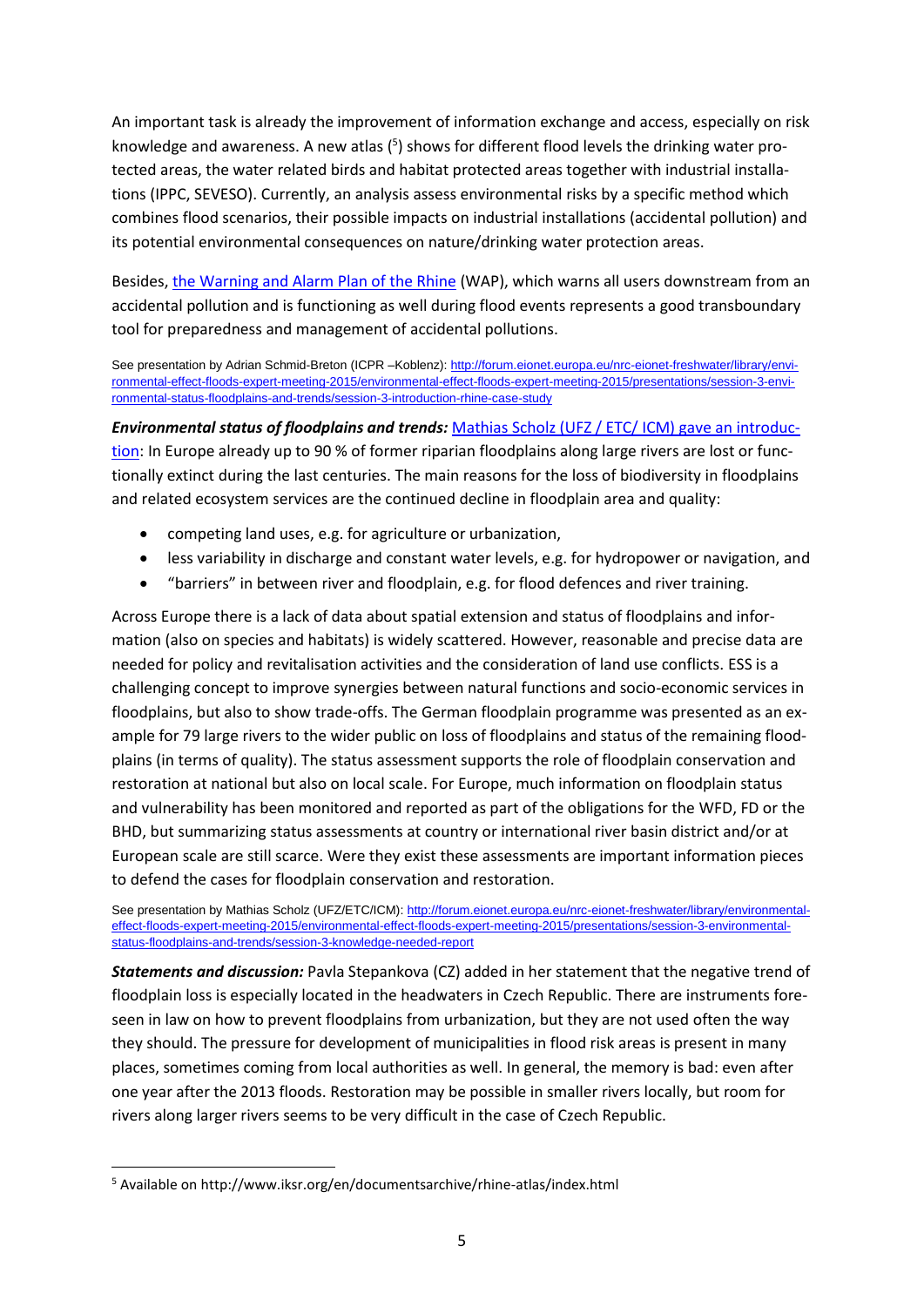An important task is already the improvement of information exchange and access, especially on risk knowledge and awareness. A new atlas ([5]) shows for different flood levels the drinking water protected areas, the water related birds and habitat protected areas together with industrial installations (IPPC, SEVESO). Currently, an analysis assess environmental risks by a specific method which combines flood scenarios, their possible impacts on industrial installations (accidental pollution) and its potential environmental consequences on nature/drinking water protection areas.

Besides, [the Warning and Alarm Plan of the Rhine](#) (WAP), which warns all users downstream from an accidental pollution and is functioning as well during flood events represents a good transboundary tool for preparedness and management of accidental pollutions.

See presentation by Adrian Schmid-Breton (ICPR –Koblenz): http://forum.eionet.europa.eu/nrc-eionet-freshwater/library/environmental-effect-floods-expert-meeting-2015/environmental-effect-floods-expert-meeting-2015/presentations/session-3-environmental-status-floodplains-and-trends/session-3-introduction-rhine-case-study

***Environmental status of floodplains and trends:*** [Mathias Scholz (UFZ / ETC/ ICM) gave an introduction](#): In Europe already up to 90 % of former riparian floodplains along large rivers are lost or functionally extinct during the last centuries. The main reasons for the loss of biodiversity in floodplains and related ecosystem services are the continued decline in floodplain area and quality:

- competing land uses, e.g. for agriculture or urbanization,
- less variability in discharge and constant water levels, e.g. for hydropower or navigation, and
- "barriers" in between river and floodplain, e.g. for flood defences and river training.

Across Europe there is a lack of data about spatial extension and status of floodplains and information (also on species and habitats) is widely scattered. However, reasonable and precise data are needed for policy and revitalisation activities and the consideration of land use conflicts. ESS is a challenging concept to improve synergies between natural functions and socio-economic services in floodplains, but also to show trade-offs. The German floodplain programme was presented as an example for 79 large rivers to the wider public on loss of floodplains and status of the remaining floodplains (in terms of quality). The status assessment supports the role of floodplain conservation and restoration at national but also on local scale. For Europe, much information on floodplain status and vulnerability has been monitored and reported as part of the obligations for the WFD, FD or the BHD, but summarizing status assessments at country or international river basin district and/or at European scale are still scarce. Were they exist these assessments are important information pieces to defend the cases for floodplain conservation and restoration.

See presentation by Mathias Scholz (UFZ/ETC/ICM): http://forum.eionet.europa.eu/nrc-eionet-freshwater/library/environmental-effect-floods-expert-meeting-2015/environmental-effect-floods-expert-meeting-2015/presentations/session-3-environmental-status-floodplains-and-trends/session-3-knowledge-needed-report

***Statements and discussion:*** Pavla Stepankova (CZ) added in her statement that the negative trend of floodplain loss is especially located in the headwaters in Czech Republic. There are instruments foreseen in law on how to prevent floodplains from urbanization, but they are not used often the way they should. The pressure for development of municipalities in flood risk areas is present in many places, sometimes coming from local authorities as well. In general, the memory is bad: even after one year after the 2013 floods. Restoration may be possible in smaller rivers locally, but room for rivers along larger rivers seems to be very difficult in the case of Czech Republic.

[5] Available on http://www.iksr.org/en/documentsarchive/rhine-atlas/index.html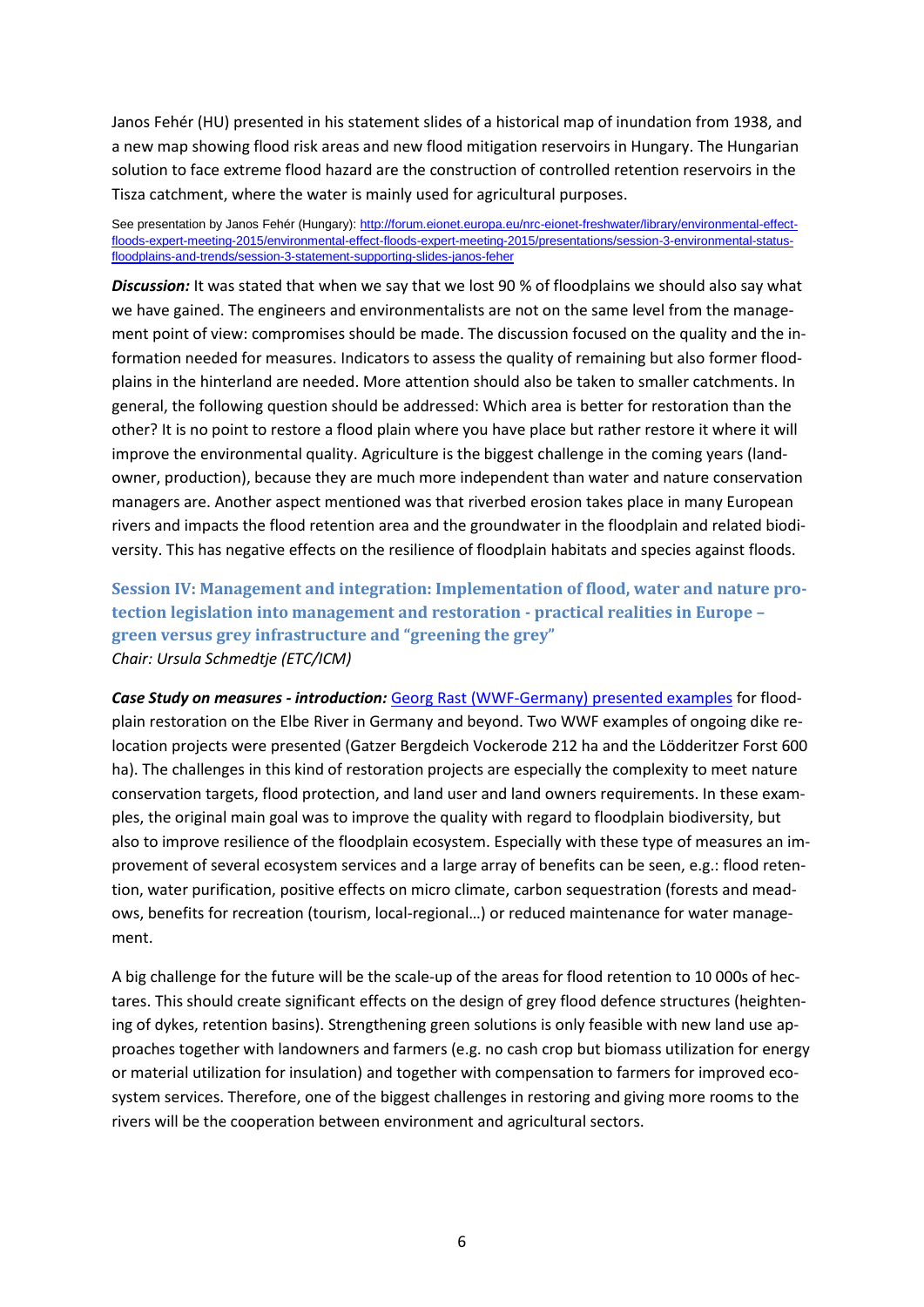Janos Fehér (HU) presented in his statement slides of a historical map of inundation from 1938, and a new map showing flood risk areas and new flood mitigation reservoirs in Hungary. The Hungarian solution to face extreme flood hazard are the construction of controlled retention reservoirs in the Tisza catchment, where the water is mainly used for agricultural purposes.

See presentation by Janos Fehér (Hungary): [http://forum.eionet.europa.eu/nrc-eionet-freshwater/library/environmental-effect-floods-expert-meeting-2015/environmental-effect-floods-expert-meeting-2015/presentations/session-3-environmental-status-floodplains-and-trends/session-3-statement-supporting-slides-janos-feher](http://forum.eionet.europa.eu/nrc-eionet-freshwater/library/environmental-effect-floods-expert-meeting-2015/environmental-effect-floods-expert-meeting-2015/presentations/session-3-environmental-status-floodplains-and-trends/session-3-statement-supporting-slides-janos-feher)

***Discussion:*** It was stated that when we say that we lost 90 % of floodplains we should also say what we have gained. The engineers and environmentalists are not on the same level from the management point of view: compromises should be made. The discussion focused on the quality and the information needed for measures. Indicators to assess the quality of remaining but also former floodplains in the hinterland are needed. More attention should also be taken to smaller catchments. In general, the following question should be addressed: Which area is better for restoration than the other? It is no point to restore a flood plain where you have place but rather restore it where it will improve the environmental quality. Agriculture is the biggest challenge in the coming years (landowner, production), because they are much more independent than water and nature conservation managers are. Another aspect mentioned was that riverbed erosion takes place in many European rivers and impacts the flood retention area and the groundwater in the floodplain and related biodiversity. This has negative effects on the resilience of floodplain habitats and species against floods.

## Session IV: Management and integration: Implementation of flood, water and nature protection legislation into management and restoration - practical realities in Europe – green versus grey infrastructure and "greening the grey"

*Chair: Ursula Schmedtje (ETC/ICM)*

***Case Study on measures - introduction:*** Georg Rast (WWF-Germany) presented examples for floodplain restoration on the Elbe River in Germany and beyond. Two WWF examples of ongoing dike relocation projects were presented (Gatzer Bergdeich Vockerode 212 ha and the Lödderitzer Forst 600 ha). The challenges in this kind of restoration projects are especially the complexity to meet nature conservation targets, flood protection, and land user and land owners requirements. In these examples, the original main goal was to improve the quality with regard to floodplain biodiversity, but also to improve resilience of the floodplain ecosystem. Especially with these type of measures an improvement of several ecosystem services and a large array of benefits can be seen, e.g.: flood retention, water purification, positive effects on micro climate, carbon sequestration (forests and meadows, benefits for recreation (tourism, local-regional…) or reduced maintenance for water management.

A big challenge for the future will be the scale-up of the areas for flood retention to 10 000s of hectares. This should create significant effects on the design of grey flood defence structures (heightening of dykes, retention basins). Strengthening green solutions is only feasible with new land use approaches together with landowners and farmers (e.g. no cash crop but biomass utilization for energy or material utilization for insulation) and together with compensation to farmers for improved ecosystem services. Therefore, one of the biggest challenges in restoring and giving more rooms to the rivers will be the cooperation between environment and agricultural sectors.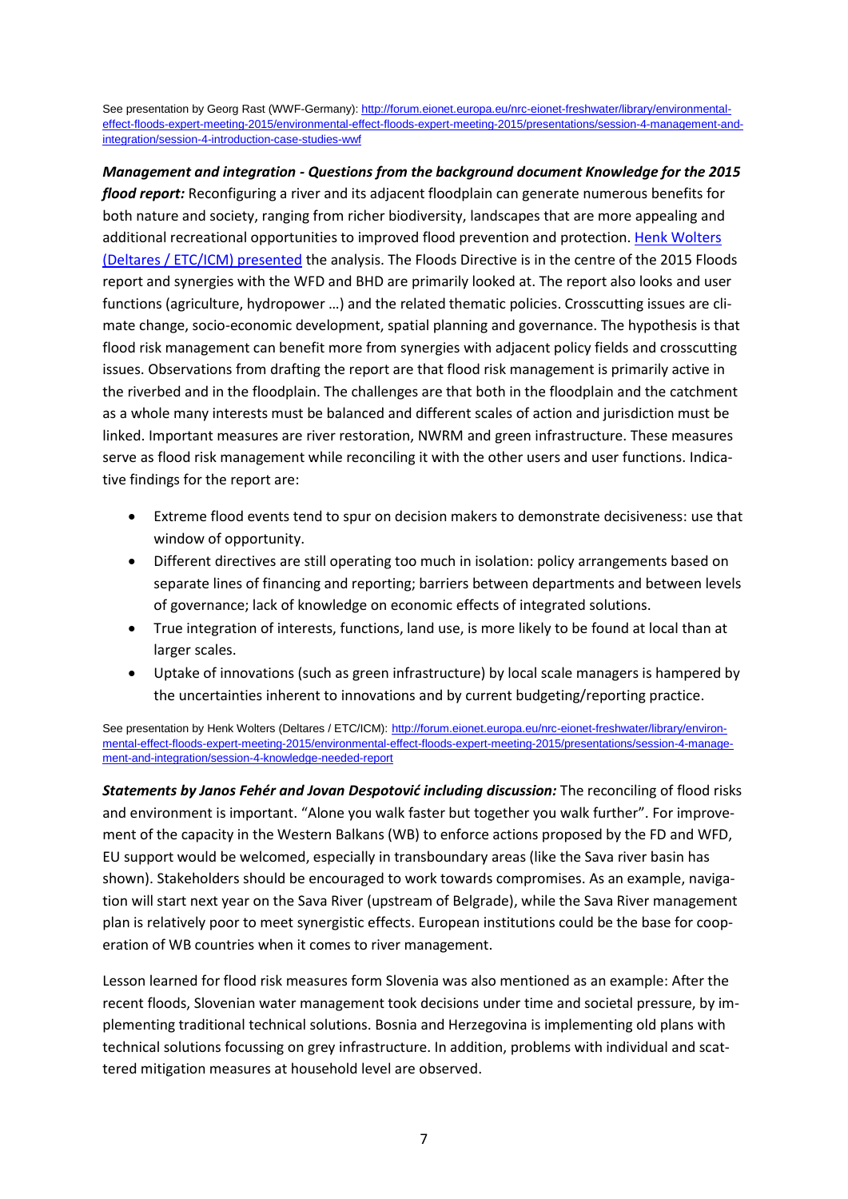See presentation by Georg Rast (WWF-Germany): [http://forum.eionet.europa.eu/nrc-eionet-freshwater/library/environmental-effect-floods-expert-meeting-2015/environmental-effect-floods-expert-meeting-2015/presentations/session-4-management-and-integration/session-4-introduction-case-studies-wwf](http://forum.eionet.europa.eu/nrc-eionet-freshwater/library/environmental-effect-floods-expert-meeting-2015/environmental-effect-floods-expert-meeting-2015/presentations/session-4-management-and-integration/session-4-introduction-case-studies-wwf)

***Management and integration - Questions from the background document Knowledge for the 2015 flood report:*** Reconfiguring a river and its adjacent floodplain can generate numerous benefits for both nature and society, ranging from richer biodiversity, landscapes that are more appealing and additional recreational opportunities to improved flood prevention and protection. Henk Wolters (Deltares / ETC/ICM) presented the analysis. The Floods Directive is in the centre of the 2015 Floods report and synergies with the WFD and BHD are primarily looked at. The report also looks and user functions (agriculture, hydropower …) and the related thematic policies. Crosscutting issues are climate change, socio-economic development, spatial planning and governance. The hypothesis is that flood risk management can benefit more from synergies with adjacent policy fields and crosscutting issues. Observations from drafting the report are that flood risk management is primarily active in the riverbed and in the floodplain. The challenges are that both in the floodplain and the catchment as a whole many interests must be balanced and different scales of action and jurisdiction must be linked. Important measures are river restoration, NWRM and green infrastructure. These measures serve as flood risk management while reconciling it with the other users and user functions. Indicative findings for the report are:

- Extreme flood events tend to spur on decision makers to demonstrate decisiveness: use that window of opportunity.
- Different directives are still operating too much in isolation: policy arrangements based on separate lines of financing and reporting; barriers between departments and between levels of governance; lack of knowledge on economic effects of integrated solutions.
- True integration of interests, functions, land use, is more likely to be found at local than at larger scales.
- Uptake of innovations (such as green infrastructure) by local scale managers is hampered by the uncertainties inherent to innovations and by current budgeting/reporting practice.

See presentation by Henk Wolters (Deltares / ETC/ICM): [http://forum.eionet.europa.eu/nrc-eionet-freshwater/library/environmental-effect-floods-expert-meeting-2015/environmental-effect-floods-expert-meeting-2015/presentations/session-4-management-and-integration/session-4-knowledge-needed-report](http://forum.eionet.europa.eu/nrc-eionet-freshwater/library/environmental-effect-floods-expert-meeting-2015/environmental-effect-floods-expert-meeting-2015/presentations/session-4-management-and-integration/session-4-knowledge-needed-report)

***Statements by Janos Fehér and Jovan Despotović including discussion:*** The reconciling of flood risks and environment is important. "Alone you walk faster but together you walk further". For improvement of the capacity in the Western Balkans (WB) to enforce actions proposed by the FD and WFD, EU support would be welcomed, especially in transboundary areas (like the Sava river basin has shown). Stakeholders should be encouraged to work towards compromises. As an example, navigation will start next year on the Sava River (upstream of Belgrade), while the Sava River management plan is relatively poor to meet synergistic effects. European institutions could be the base for cooperation of WB countries when it comes to river management.

Lesson learned for flood risk measures form Slovenia was also mentioned as an example: After the recent floods, Slovenian water management took decisions under time and societal pressure, by implementing traditional technical solutions. Bosnia and Herzegovina is implementing old plans with technical solutions focussing on grey infrastructure. In addition, problems with individual and scattered mitigation measures at household level are observed.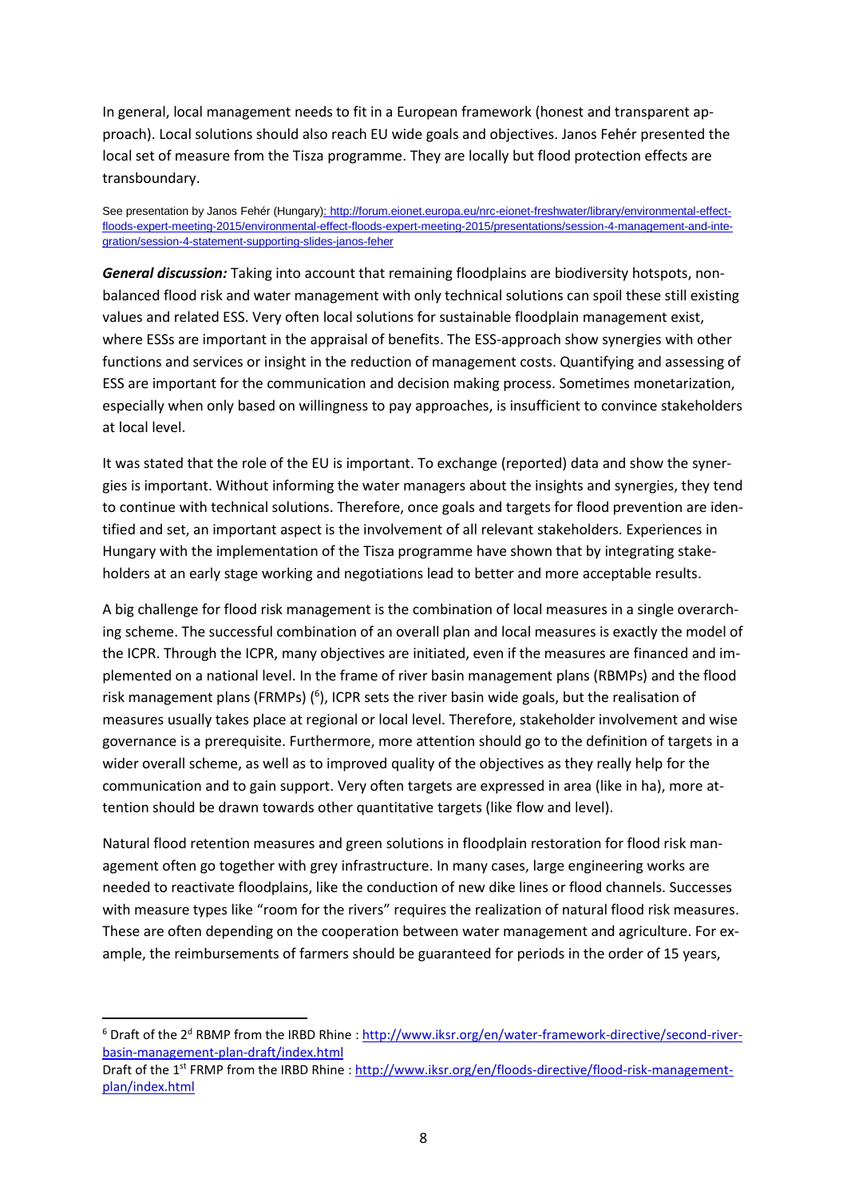In general, local management needs to fit in a European framework (honest and transparent approach). Local solutions should also reach EU wide goals and objectives. Janos Fehér presented the local set of measure from the Tisza programme. They are locally but flood protection effects are transboundary.

See presentation by Janos Fehér (Hungary): http://forum.eionet.europa.eu/nrc-eionet-freshwater/library/environmental-effect-floods-expert-meeting-2015/environmental-effect-floods-expert-meeting-2015/presentations/session-4-management-and-integration/session-4-statement-supporting-slides-janos-feher

***General discussion:*** Taking into account that remaining floodplains are biodiversity hotspots, non-balanced flood risk and water management with only technical solutions can spoil these still existing values and related ESS. Very often local solutions for sustainable floodplain management exist, where ESSs are important in the appraisal of benefits. The ESS-approach show synergies with other functions and services or insight in the reduction of management costs. Quantifying and assessing of ESS are important for the communication and decision making process. Sometimes monetarization, especially when only based on willingness to pay approaches, is insufficient to convince stakeholders at local level.

It was stated that the role of the EU is important. To exchange (reported) data and show the synergies is important. Without informing the water managers about the insights and synergies, they tend to continue with technical solutions. Therefore, once goals and targets for flood prevention are identified and set, an important aspect is the involvement of all relevant stakeholders. Experiences in Hungary with the implementation of the Tisza programme have shown that by integrating stakeholders at an early stage working and negotiations lead to better and more acceptable results.

A big challenge for flood risk management is the combination of local measures in a single overarching scheme. The successful combination of an overall plan and local measures is exactly the model of the ICPR. Through the ICPR, many objectives are initiated, even if the measures are financed and implemented on a national level. In the frame of river basin management plans (RBMPs) and the flood risk management plans (FRMPs) ([6]), ICPR sets the river basin wide goals, but the realisation of measures usually takes place at regional or local level. Therefore, stakeholder involvement and wise governance is a prerequisite. Furthermore, more attention should go to the definition of targets in a wider overall scheme, as well as to improved quality of the objectives as they really help for the communication and to gain support. Very often targets are expressed in area (like in ha), more attention should be drawn towards other quantitative targets (like flow and level).

Natural flood retention measures and green solutions in floodplain restoration for flood risk management often go together with grey infrastructure. In many cases, large engineering works are needed to reactivate floodplains, like the conduction of new dike lines or flood channels. Successes with measure types like "room for the rivers" requires the realization of natural flood risk measures. These are often depending on the cooperation between water management and agriculture. For example, the reimbursements of farmers should be guaranteed for periods in the order of 15 years,

---

[6] Draft of the 2[d] RBMP from the IRBD Rhine : http://www.iksr.org/en/water-framework-directive/second-river-basin-management-plan-draft/index.html
Draft of the 1[st] FRMP from the IRBD Rhine : http://www.iksr.org/en/floods-directive/flood-risk-management-plan/index.html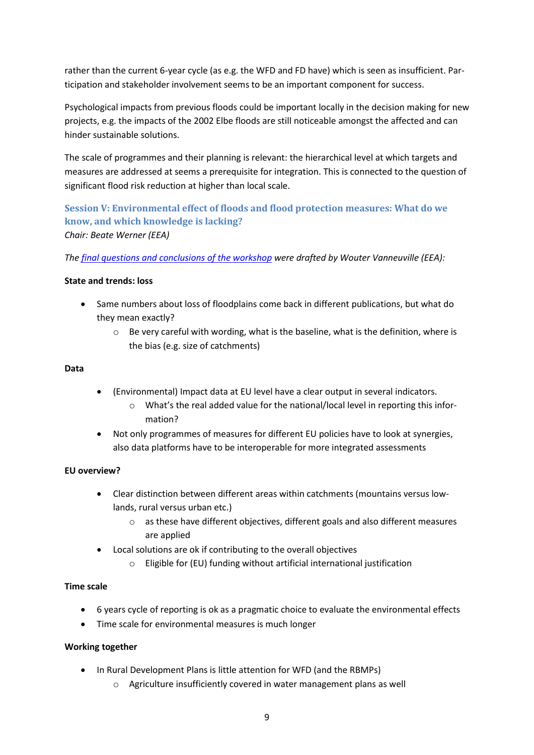rather than the current 6-year cycle (as e.g. the WFD and FD have) which is seen as insufficient. Participation and stakeholder involvement seems to be an important component for success.

Psychological impacts from previous floods could be important locally in the decision making for new projects, e.g. the impacts of the 2002 Elbe floods are still noticeable amongst the affected and can hinder sustainable solutions.

The scale of programmes and their planning is relevant: the hierarchical level at which targets and measures are addressed at seems a prerequisite for integration. This is connected to the question of significant flood risk reduction at higher than local scale.

## Session V: Environmental effect of floods and flood protection measures: What do we know, and which knowledge is lacking?

*Chair: Beate Werner (EEA)*

*The final questions and conclusions of the workshop were drafted by Wouter Vanneuville (EEA):*

**State and trends: loss**

- Same numbers about loss of floodplains come back in different publications, but what do they mean exactly?
  - Be very careful with wording, what is the baseline, what is the definition, where is the bias (e.g. size of catchments)

**Data**

- (Environmental) Impact data at EU level have a clear output in several indicators.
  - What's the real added value for the national/local level in reporting this information?
- Not only programmes of measures for different EU policies have to look at synergies, also data platforms have to be interoperable for more integrated assessments

**EU overview?**

- Clear distinction between different areas within catchments (mountains versus lowlands, rural versus urban etc.)
  - as these have different objectives, different goals and also different measures are applied
- Local solutions are ok if contributing to the overall objectives
  - Eligible for (EU) funding without artificial international justification

**Time scale**

- 6 years cycle of reporting is ok as a pragmatic choice to evaluate the environmental effects
- Time scale for environmental measures is much longer

**Working together**

- In Rural Development Plans is little attention for WFD (and the RBMPs)
  - Agriculture insufficiently covered in water management plans as well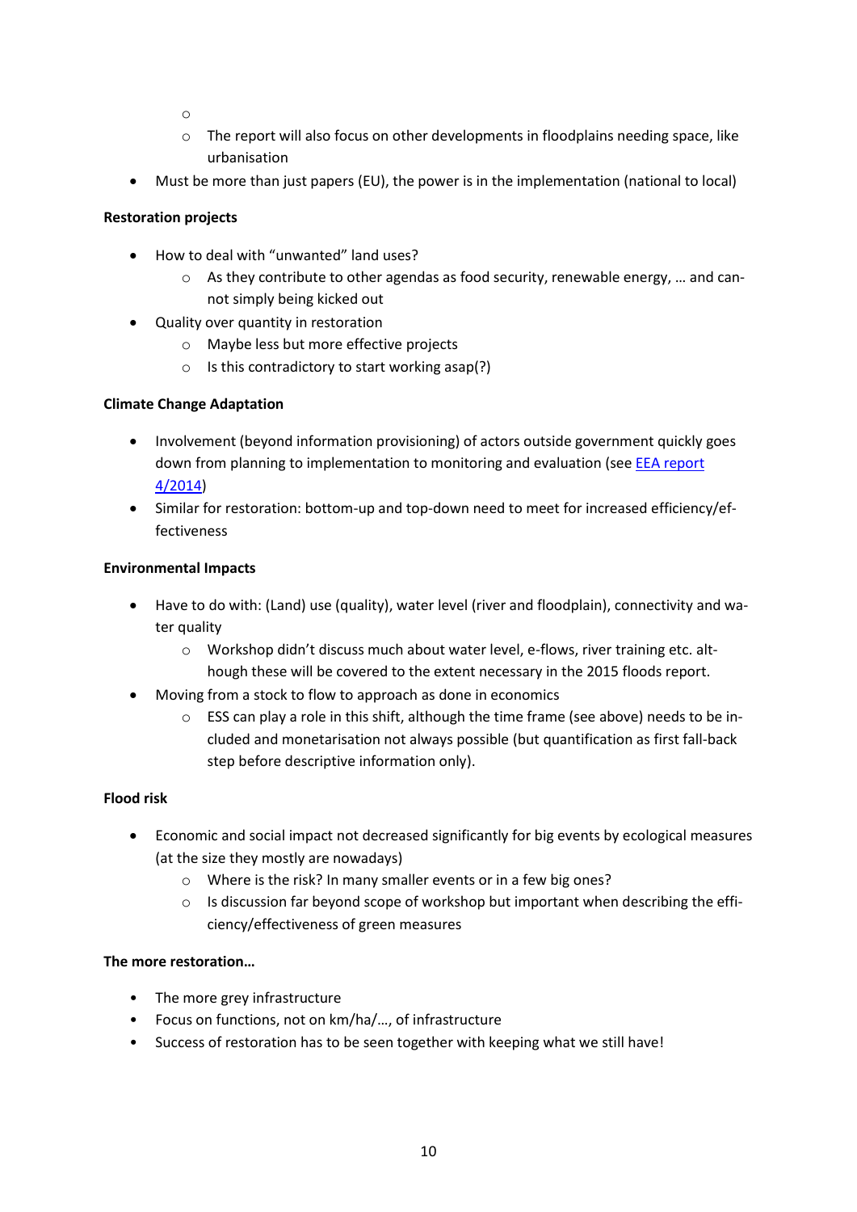- 
  - 
  - The report will also focus on other developments in floodplains needing space, like urbanisation
- Must be more than just papers (EU), the power is in the implementation (national to local)

**Restoration projects**

- How to deal with "unwanted" land uses?
  - As they contribute to other agendas as food security, renewable energy, … and cannot simply being kicked out
- Quality over quantity in restoration
  - Maybe less but more effective projects
  - Is this contradictory to start working asap(?)

**Climate Change Adaptation**

- Involvement (beyond information provisioning) of actors outside government quickly goes down from planning to implementation to monitoring and evaluation (see [EEA report 4/2014](EEA report 4/2014))
- Similar for restoration: bottom-up and top-down need to meet for increased efficiency/effectiveness

**Environmental Impacts**

- Have to do with: (Land) use (quality), water level (river and floodplain), connectivity and water quality
  - Workshop didn't discuss much about water level, e-flows, river training etc. although these will be covered to the extent necessary in the 2015 floods report.
- Moving from a stock to flow to approach as done in economics
  - ESS can play a role in this shift, although the time frame (see above) needs to be included and monetarisation not always possible (but quantification as first fall-back step before descriptive information only).

**Flood risk**

- Economic and social impact not decreased significantly for big events by ecological measures (at the size they mostly are nowadays)
  - Where is the risk? In many smaller events or in a few big ones?
  - Is discussion far beyond scope of workshop but important when describing the efficiency/effectiveness of green measures

**The more restoration…**

- The more grey infrastructure
- Focus on functions, not on km/ha/…, of infrastructure
- Success of restoration has to be seen together with keeping what we still have!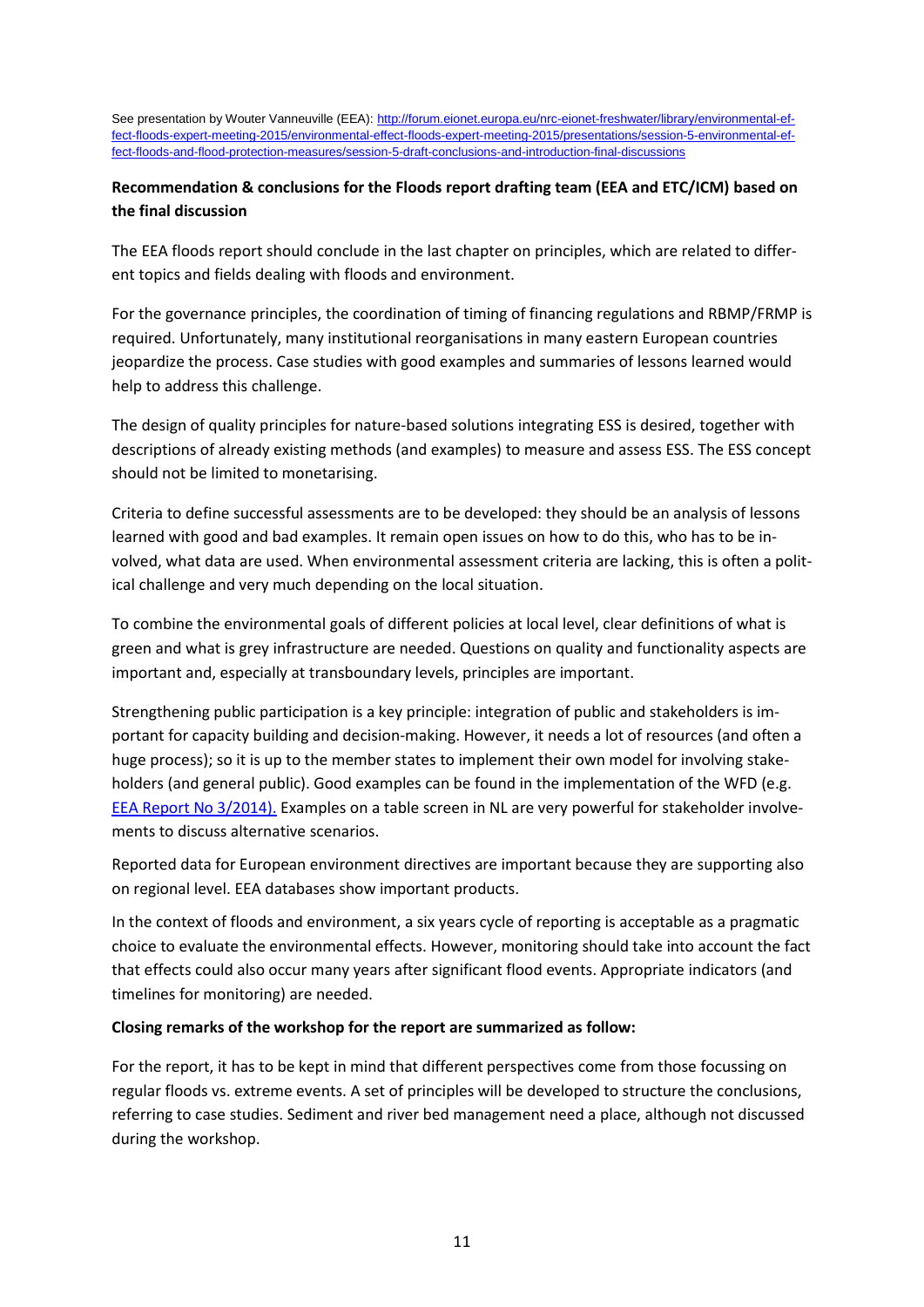See presentation by Wouter Vanneuville (EEA): [http://forum.eionet.europa.eu/nrc-eionet-freshwater/library/environmental-effect-floods-expert-meeting-2015/environmental-effect-floods-expert-meeting-2015/presentations/session-5-environmental-effect-floods-and-flood-protection-measures/session-5-draft-conclusions-and-introduction-final-discussions](http://forum.eionet.europa.eu/nrc-eionet-freshwater/library/environmental-effect-floods-expert-meeting-2015/environmental-effect-floods-expert-meeting-2015/presentations/session-5-environmental-effect-floods-and-flood-protection-measures/session-5-draft-conclusions-and-introduction-final-discussions)

**Recommendation & conclusions for the Floods report drafting team (EEA and ETC/ICM) based on the final discussion**

The EEA floods report should conclude in the last chapter on principles, which are related to different topics and fields dealing with floods and environment.

For the governance principles, the coordination of timing of financing regulations and RBMP/FRMP is required. Unfortunately, many institutional reorganisations in many eastern European countries jeopardize the process. Case studies with good examples and summaries of lessons learned would help to address this challenge.

The design of quality principles for nature-based solutions integrating ESS is desired, together with descriptions of already existing methods (and examples) to measure and assess ESS. The ESS concept should not be limited to monetarising.

Criteria to define successful assessments are to be developed: they should be an analysis of lessons learned with good and bad examples. It remain open issues on how to do this, who has to be involved, what data are used. When environmental assessment criteria are lacking, this is often a political challenge and very much depending on the local situation.

To combine the environmental goals of different policies at local level, clear definitions of what is green and what is grey infrastructure are needed. Questions on quality and functionality aspects are important and, especially at transboundary levels, principles are important.

Strengthening public participation is a key principle: integration of public and stakeholders is important for capacity building and decision-making. However, it needs a lot of resources (and often a huge process); so it is up to the member states to implement their own model for involving stakeholders (and general public). Good examples can be found in the implementation of the WFD (e.g. EEA Report No 3/2014). Examples on a table screen in NL are very powerful for stakeholder involvements to discuss alternative scenarios.

Reported data for European environment directives are important because they are supporting also on regional level. EEA databases show important products.

In the context of floods and environment, a six years cycle of reporting is acceptable as a pragmatic choice to evaluate the environmental effects. However, monitoring should take into account the fact that effects could also occur many years after significant flood events. Appropriate indicators (and timelines for monitoring) are needed.

**Closing remarks of the workshop for the report are summarized as follow:**

For the report, it has to be kept in mind that different perspectives come from those focussing on regular floods vs. extreme events. A set of principles will be developed to structure the conclusions, referring to case studies. Sediment and river bed management need a place, although not discussed during the workshop.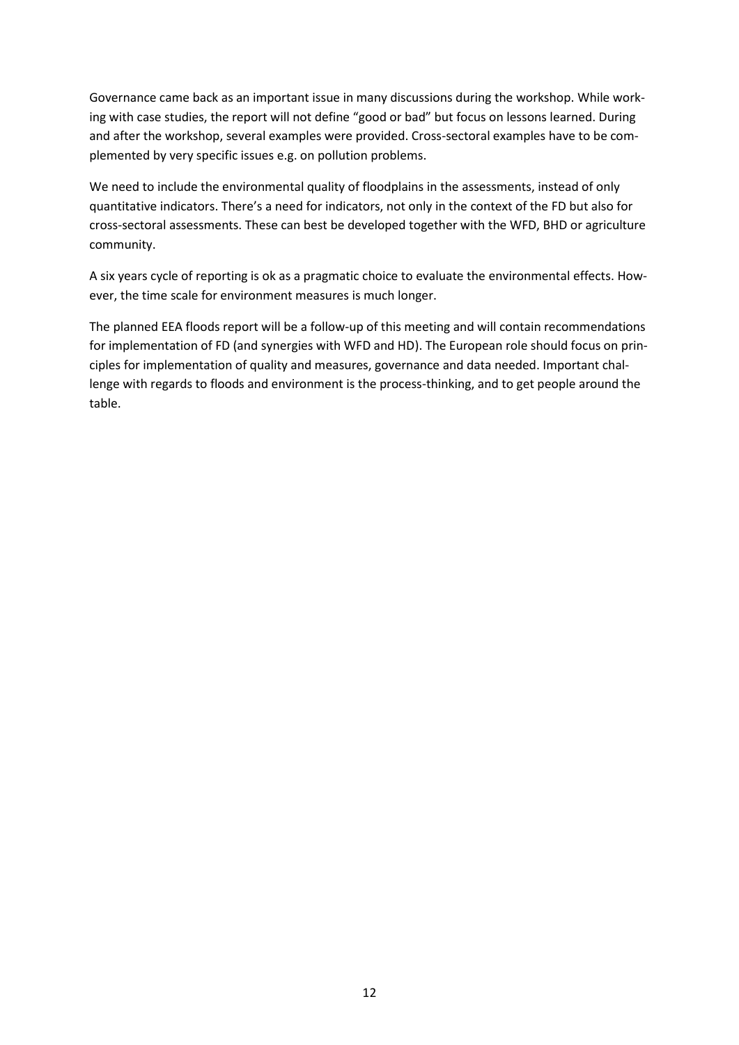Governance came back as an important issue in many discussions during the workshop. While working with case studies, the report will not define "good or bad" but focus on lessons learned. During and after the workshop, several examples were provided. Cross-sectoral examples have to be complemented by very specific issues e.g. on pollution problems.

We need to include the environmental quality of floodplains in the assessments, instead of only quantitative indicators. There's a need for indicators, not only in the context of the FD but also for cross-sectoral assessments. These can best be developed together with the WFD, BHD or agriculture community.

A six years cycle of reporting is ok as a pragmatic choice to evaluate the environmental effects. However, the time scale for environment measures is much longer.

The planned EEA floods report will be a follow-up of this meeting and will contain recommendations for implementation of FD (and synergies with WFD and HD). The European role should focus on principles for implementation of quality and measures, governance and data needed. Important challenge with regards to floods and environment is the process-thinking, and to get people around the table.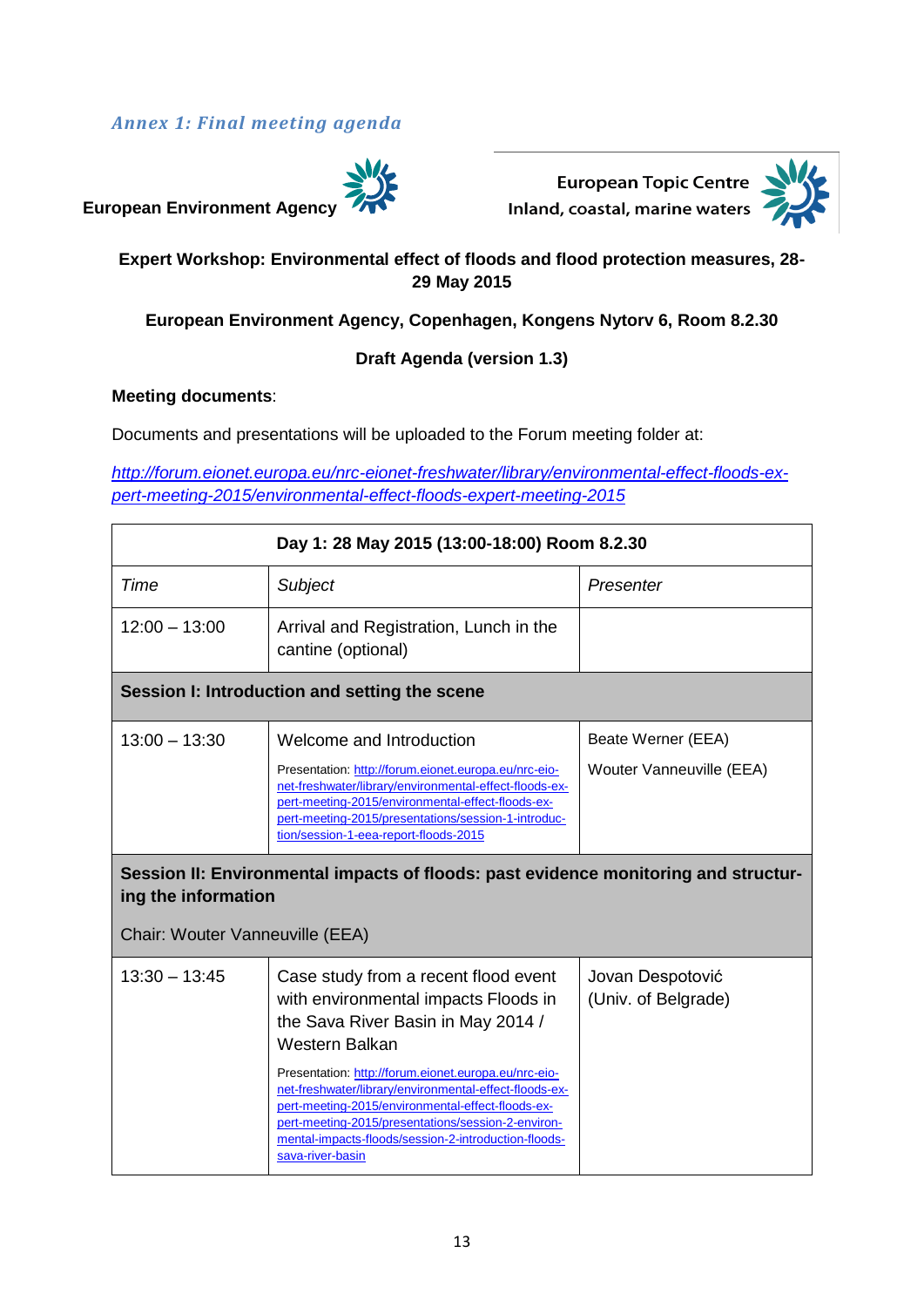### *Annex 1: Final meeting agenda*

**European Environment Agency**

**European Topic Centre**
**Inland, coastal, marine waters**

**Expert Workshop: Environmental effect of floods and flood protection measures, 28-29 May 2015**

**European Environment Agency, Copenhagen, Kongens Nytorv 6, Room 8.2.30**

**Draft Agenda (version 1.3)**

**Meeting documents**:

Documents and presentations will be uploaded to the Forum meeting folder at:

*http://forum.eionet.europa.eu/nrc-eionet-freshwater/library/environmental-effect-floods-expert-meeting-2015/environmental-effect-floods-expert-meeting-2015*

| **Day 1: 28 May 2015 (13:00-18:00) Room 8.2.30** | | |
|---|---|---|
| *Time* | *Subject* | *Presenter* |
| 12:00 – 13:00 | Arrival and Registration, Lunch in the cantine (optional) | |
| **Session I: Introduction and setting the scene** | | |
| 13:00 – 13:30 | Welcome and Introduction<br>Presentation: http://forum.eionet.europa.eu/nrc-eionet-freshwater/library/environmental-effect-floods-expert-meeting-2015/environmental-effect-floods-expert-meeting-2015/presentations/session-1-introduction/session-1-eea-report-floods-2015 | Beate Werner (EEA)<br>Wouter Vanneuville (EEA) |
| **Session II: Environmental impacts of floods: past evidence monitoring and structuring the information**<br>Chair: Wouter Vanneuville (EEA) | | |
| 13:30 – 13:45 | Case study from a recent flood event with environmental impacts Floods in the Sava River Basin in May 2014 / Western Balkan<br>Presentation: http://forum.eionet.europa.eu/nrc-eionet-freshwater/library/environmental-effect-floods-expert-meeting-2015/environmental-effect-floods-expert-meeting-2015/presentations/session-2-environmental-impacts-floods/session-2-introduction-floods-sava-river-basin | Jovan Despotović (Univ. of Belgrade) |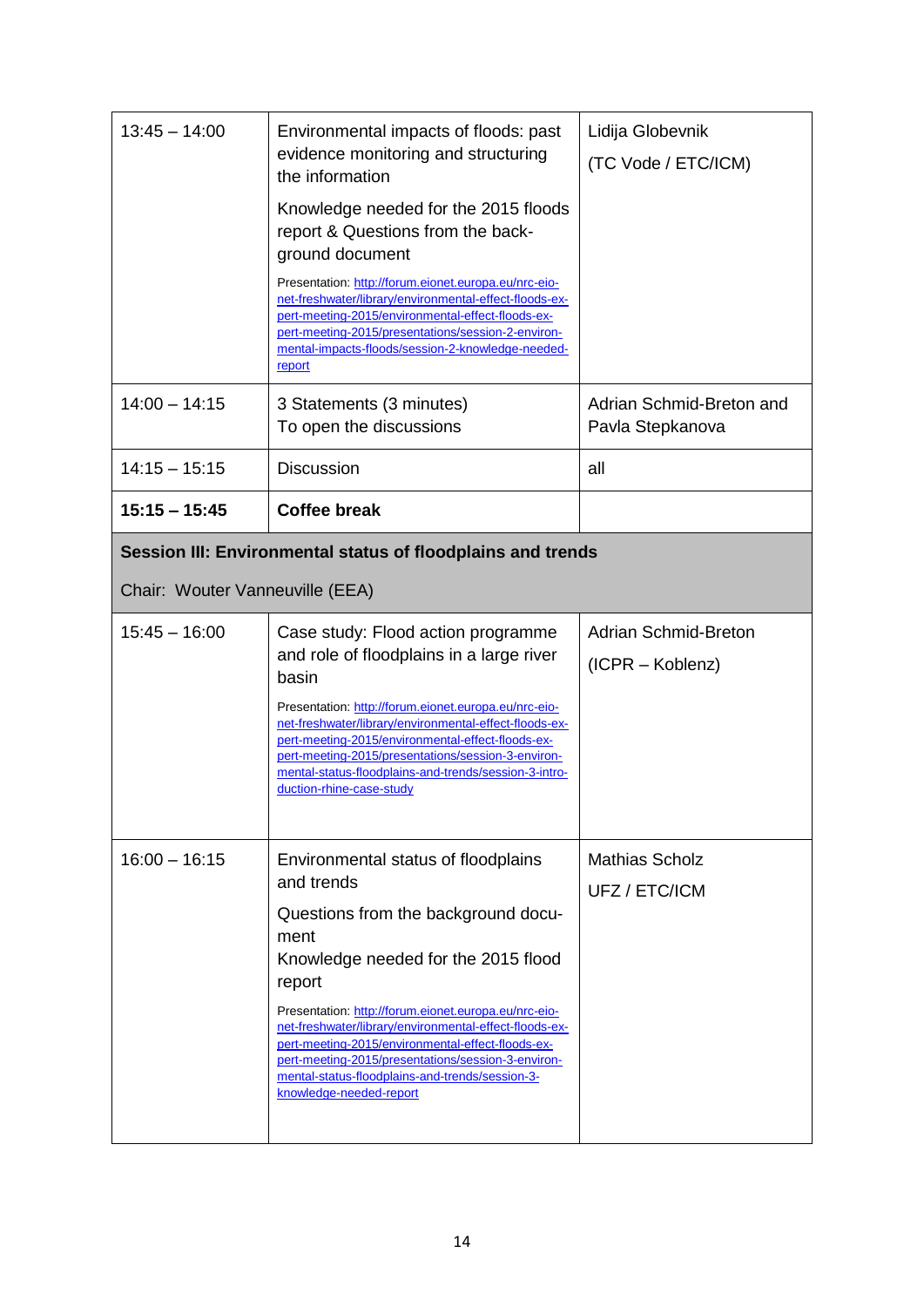| | | |
|---|---|---|
| 13:45 – 14:00 | Environmental impacts of floods: past evidence monitoring and structuring the information<br><br>Knowledge needed for the 2015 floods report & Questions from the back-ground document<br><br>Presentation: http://forum.eionet.europa.eu/nrc-eionet-freshwater/library/environmental-effect-floods-expert-meeting-2015/environmental-effect-floods-expert-meeting-2015/presentations/session-2-environmental-impacts-floods/session-2-knowledge-needed-report | Lidija Globevnik<br><br>(TC Vode / ETC/ICM) |
| 14:00 – 14:15 | 3 Statements (3 minutes)<br>To open the discussions | Adrian Schmid-Breton and Pavla Stepkanova |
| 14:15 – 15:15 | Discussion | all |
| **15:15 – 15:45** | **Coffee break** | |
| **Session III: Environmental status of floodplains and trends**<br><br>Chair: Wouter Vanneuville (EEA) | | |
| 15:45 – 16:00 | Case study: Flood action programme and role of floodplains in a large river basin<br><br>Presentation: http://forum.eionet.europa.eu/nrc-eionet-freshwater/library/environmental-effect-floods-expert-meeting-2015/environmental-effect-floods-expert-meeting-2015/presentations/session-3-environmental-status-floodplains-and-trends/session-3-introduction-rhine-case-study | Adrian Schmid-Breton<br><br>(ICPR – Koblenz) |
| 16:00 – 16:15 | Environmental status of floodplains and trends<br><br>Questions from the background document<br>Knowledge needed for the 2015 flood report<br><br>Presentation: http://forum.eionet.europa.eu/nrc-eionet-freshwater/library/environmental-effect-floods-expert-meeting-2015/environmental-effect-floods-expert-meeting-2015/presentations/session-3-environmental-status-floodplains-and-trends/session-3-knowledge-needed-report | Mathias Scholz<br><br>UFZ / ETC/ICM |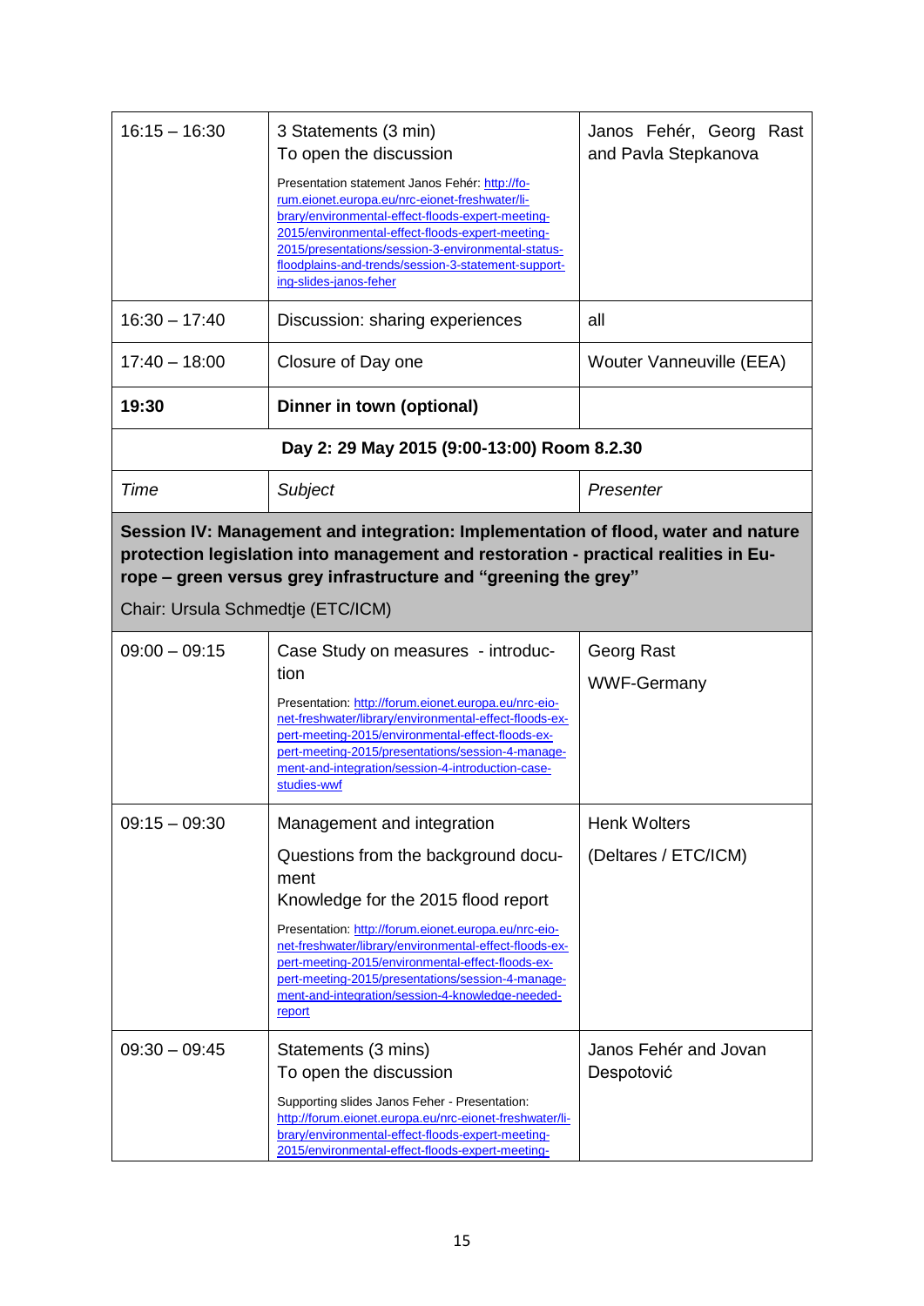| | | |
|---|---|---|
| 16:15 – 16:30 | 3 Statements (3 min)<br>To open the discussion<br>Presentation statement Janos Fehér: http://forum.eionet.europa.eu/nrc-eionet-freshwater/library/environmental-effect-floods-expert-meeting-2015/environmental-effect-floods-expert-meeting-2015/presentations/session-3-environmental-status-floodplains-and-trends/session-3-statement-supporting-slides-janos-feher | Janos Fehér, Georg Rast and Pavla Stepkanova |
| 16:30 – 17:40 | Discussion: sharing experiences | all |
| 17:40 – 18:00 | Closure of Day one | Wouter Vanneuville (EEA) |
| **19:30** | **Dinner in town (optional)** | |
| **Day 2: 29 May 2015 (9:00-13:00) Room 8.2.30** | | |
| *Time* | *Subject* | *Presenter* |
| **Session IV: Management and integration: Implementation of flood, water and nature protection legislation into management and restoration - practical realities in Europe – green versus grey infrastructure and "greening the grey"**<br>Chair: Ursula Schmedtje (ETC/ICM) | | |
| 09:00 – 09:15 | Case Study on measures - introduction<br>Presentation: http://forum.eionet.europa.eu/nrc-eionet-freshwater/library/environmental-effect-floods-expert-meeting-2015/environmental-effect-floods-expert-meeting-2015/presentations/session-4-management-and-integration/session-4-introduction-case-studies-wwf | Georg Rast<br>WWF-Germany |
| 09:15 – 09:30 | Management and integration<br>Questions from the background document<br>Knowledge for the 2015 flood report<br>Presentation: http://forum.eionet.europa.eu/nrc-eionet-freshwater/library/environmental-effect-floods-expert-meeting-2015/environmental-effect-floods-expert-meeting-2015/presentations/session-4-management-and-integration/session-4-knowledge-needed-report | Henk Wolters<br>(Deltares / ETC/ICM) |
| 09:30 – 09:45 | Statements (3 mins)<br>To open the discussion<br>Supporting slides Janos Feher - Presentation: http://forum.eionet.europa.eu/nrc-eionet-freshwater/library/environmental-effect-floods-expert-meeting-2015/environmental-effect-floods-expert-meeting- | Janos Fehér and Jovan Despotović |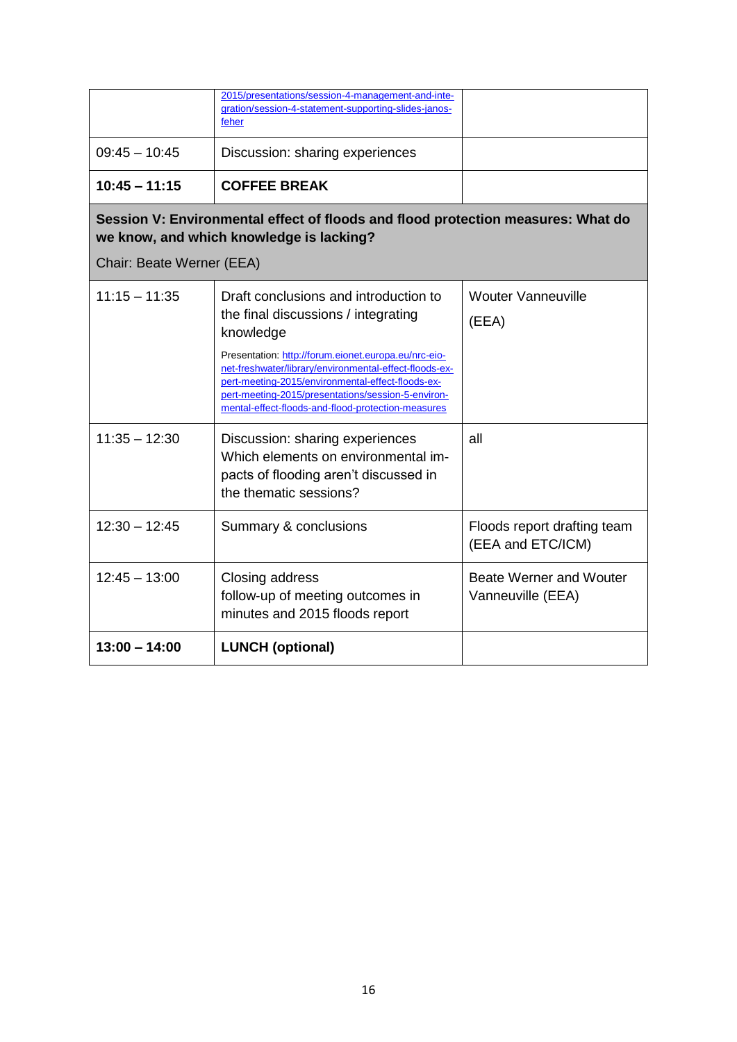| | | |
|---|---|---|
| | [2015/presentations/session-4-management-and-integration/session-4-statement-supporting-slides-janos-feher](2015/presentations/session-4-management-and-integration/session-4-statement-supporting-slides-janos-feher) | |
| 09:45 – 10:45 | Discussion: sharing experiences | |
| **10:45 – 11:15** | **COFFEE BREAK** | |
| **Session V: Environmental effect of floods and flood protection measures: What do we know, and which knowledge is lacking?**<br>Chair: Beate Werner (EEA) | | |
| 11:15 – 11:35 | Draft conclusions and introduction to the final discussions / integrating knowledge<br>Presentation: [http://forum.eionet.europa.eu/nrc-eionet-freshwater/library/environmental-effect-floods-expert-meeting-2015/environmental-effect-floods-expert-meeting-2015/presentations/session-5-environmental-effect-floods-and-flood-protection-measures](http://forum.eionet.europa.eu/nrc-eionet-freshwater/library/environmental-effect-floods-expert-meeting-2015/environmental-effect-floods-expert-meeting-2015/presentations/session-5-environmental-effect-floods-and-flood-protection-measures) | Wouter Vanneuville<br>(EEA) |
| 11:35 – 12:30 | Discussion: sharing experiences<br>Which elements on environmental impacts of flooding aren't discussed in the thematic sessions? | all |
| 12:30 – 12:45 | Summary & conclusions | Floods report drafting team (EEA and ETC/ICM) |
| 12:45 – 13:00 | Closing address<br>follow-up of meeting outcomes in minutes and 2015 floods report | Beate Werner and Wouter Vanneuville (EEA) |
| **13:00 – 14:00** | **LUNCH (optional)** | |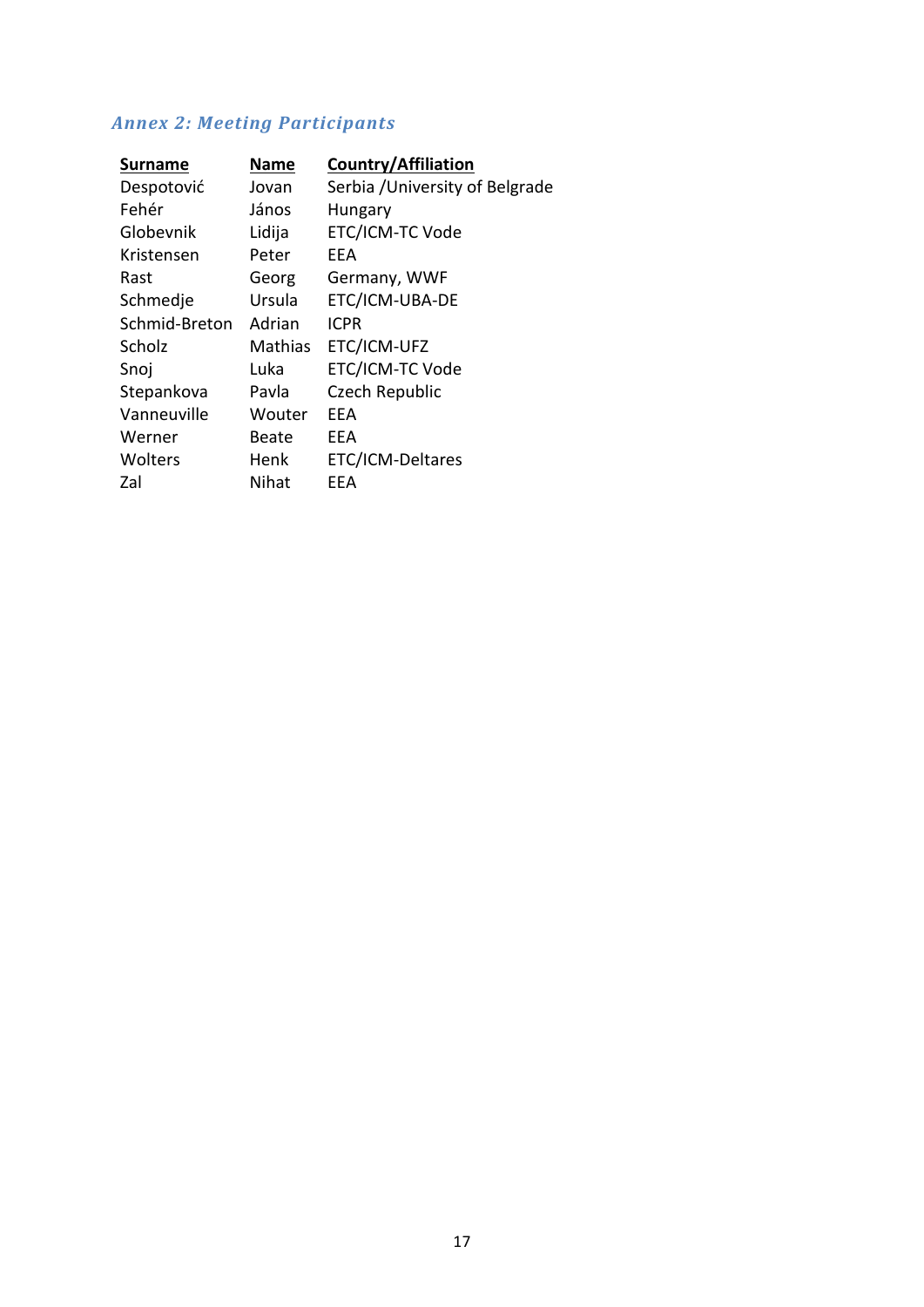## *Annex 2: Meeting Participants*

| Surname | Name | Country/Affiliation |
|---|---|---|
| Despotović | Jovan | Serbia /University of Belgrade |
| Fehér | János | Hungary |
| Globevnik | Lidija | ETC/ICM-TC Vode |
| Kristensen | Peter | EEA |
| Rast | Georg | Germany, WWF |
| Schmedje | Ursula | ETC/ICM-UBA-DE |
| Schmid-Breton | Adrian | ICPR |
| Scholz | Mathias | ETC/ICM-UFZ |
| Snoj | Luka | ETC/ICM-TC Vode |
| Stepankova | Pavla | Czech Republic |
| Vanneuville | Wouter | EEA |
| Werner | Beate | EEA |
| Wolters | Henk | ETC/ICM-Deltares |
| Zal | Nihat | EEA |